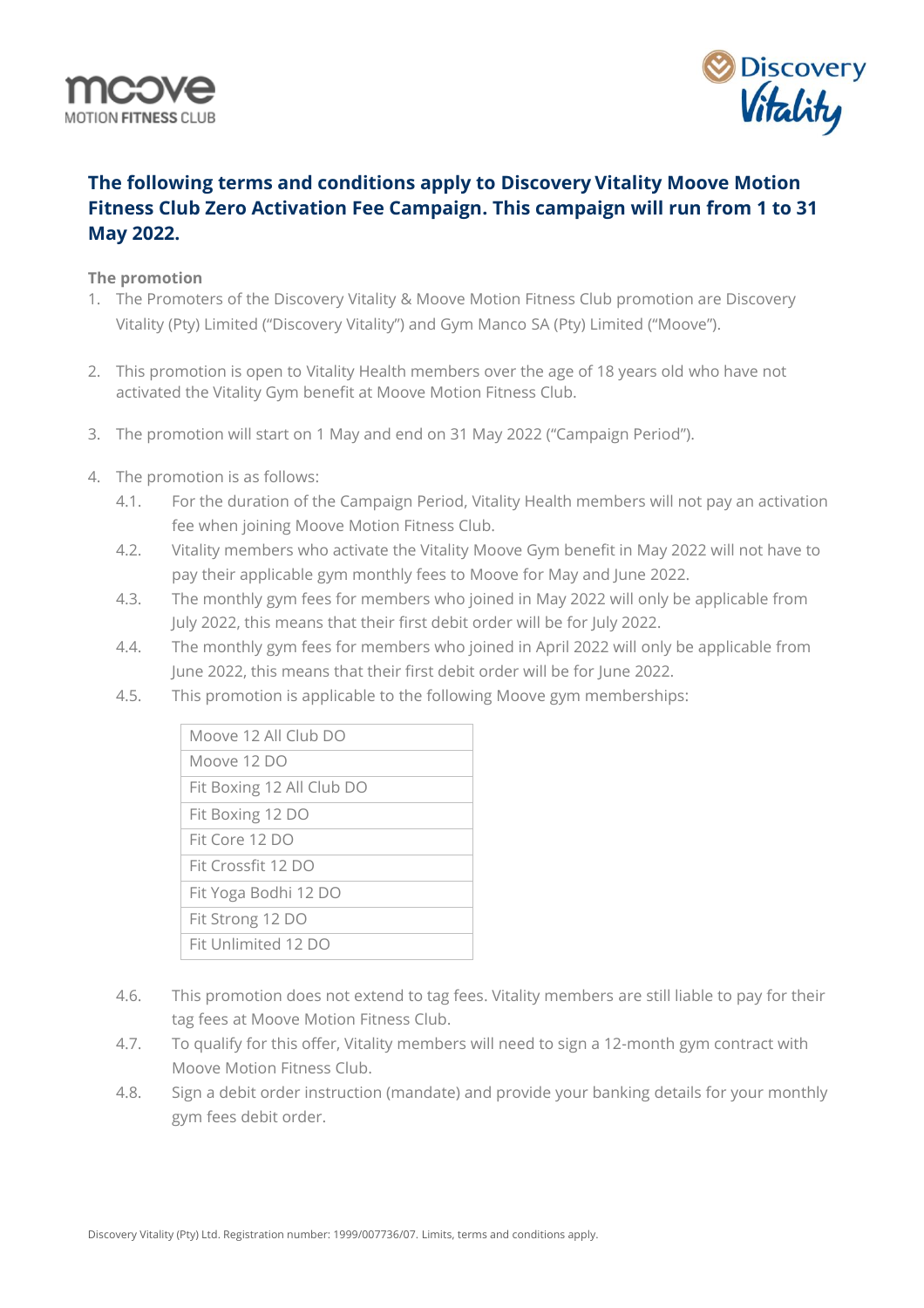## The following terms and conditions apply to Discovery Vitality Moove Motion Fitness Club Zero Activation Fee Campaign. This campaign will run from 1 to 31 May 2022.

**The promotion**

1. The Promoters of the Discovery Vitality & Moove Motion Fitness Club promotion are Discovery Vitality (Pty) Limited ("Discovery Vitality") and Gym Manco SA (Pty) Limited ("Moove").

2. This promotion is open to Vitality Health members over the age of 18 years old who have not activated the Vitality Gym benefit at Moove Motion Fitness Club.

3. The promotion will start on 1 May and end on 31 May 2022 ("Campaign Period").

4. The promotion is as follows:
   - 4.1. For the duration of the Campaign Period, Vitality Health members will not pay an activation fee when joining Moove Motion Fitness Club.
   - 4.2. Vitality members who activate the Vitality Moove Gym benefit in May 2022 will not have to pay their applicable gym monthly fees to Moove for May and June 2022.
   - 4.3. The monthly gym fees for members who joined in May 2022 will only be applicable from July 2022, this means that their first debit order will be for July 2022.
   - 4.4. The monthly gym fees for members who joined in April 2022 will only be applicable from June 2022, this means that their first debit order will be for June 2022.
   - 4.5. This promotion is applicable to the following Moove gym memberships:

| Moove 12 All Club DO |
|---|
| Moove 12 DO |
| Fit Boxing 12 All Club DO |
| Fit Boxing 12 DO |
| Fit Core 12 DO |
| Fit Crossfit 12 DO |
| Fit Yoga Bodhi 12 DO |
| Fit Strong 12 DO |
| Fit Unlimited 12 DO |

   - 4.6. This promotion does not extend to tag fees. Vitality members are still liable to pay for their tag fees at Moove Motion Fitness Club.
   - 4.7. To qualify for this offer, Vitality members will need to sign a 12-month gym contract with Moove Motion Fitness Club.
   - 4.8. Sign a debit order instruction (mandate) and provide your banking details for your monthly gym fees debit order.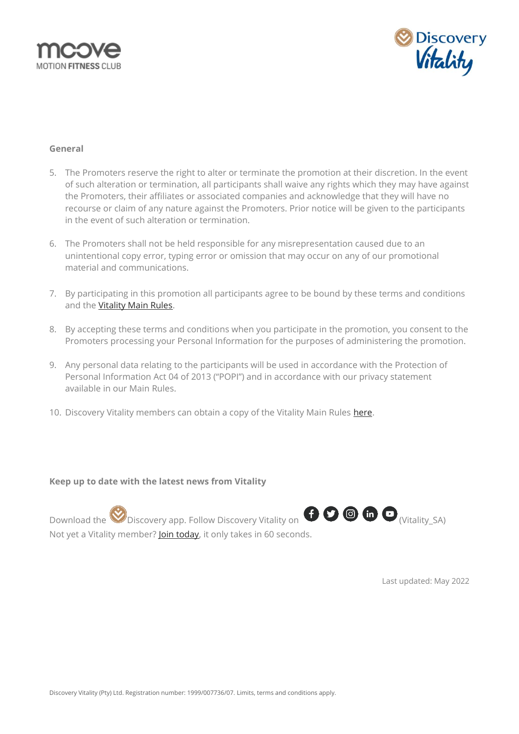**General**

5. The Promoters reserve the right to alter or terminate the promotion at their discretion. In the event of such alteration or termination, all participants shall waive any rights which they may have against the Promoters, their affiliates or associated companies and acknowledge that they will have no recourse or claim of any nature against the Promoters. Prior notice will be given to the participants in the event of such alteration or termination.

6. The Promoters shall not be held responsible for any misrepresentation caused due to an unintentional copy error, typing error or omission that may occur on any of our promotional material and communications.

7. By participating in this promotion all participants agree to be bound by these terms and conditions and the Vitality Main Rules.

8. By accepting these terms and conditions when you participate in the promotion, you consent to the Promoters processing your Personal Information for the purposes of administering the promotion.

9. Any personal data relating to the participants will be used in accordance with the Protection of Personal Information Act 04 of 2013 ("POPI") and in accordance with our privacy statement available in our Main Rules.

10. Discovery Vitality members can obtain a copy of the Vitality Main Rules here.

**Keep up to date with the latest news from Vitality**

Download the Discovery app. Follow Discovery Vitality on (Vitality_SA)
Not yet a Vitality member? Join today, it only takes in 60 seconds.

Last updated: May 2022

Discovery Vitality (Pty) Ltd. Registration number: 1999/007736/07. Limits, terms and conditions apply.